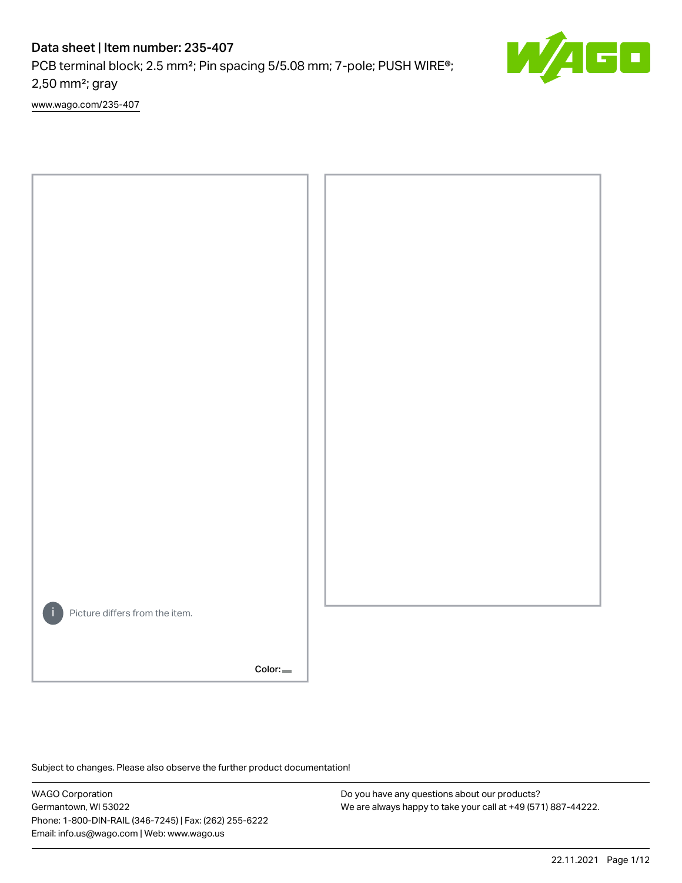# Data sheet | Item number: 235-407

PCB terminal block; 2.5 mm²; Pin spacing 5/5.08 mm; 7-pole; PUSH WIRE®; 2,50 mm²; gray

www.wago.com/235-407

Picture differs from the item.

Color:

Subject to changes. Please also observe the further product documentation!

WAGO Corporation
Germantown, WI 53022
Phone: 1-800-DIN-RAIL (346-7245) | Fax: (262) 255-6222
Email: info.us@wago.com | Web: www.wago.us

Do you have any questions about our products?
We are always happy to take your call at +49 (571) 887-44222.

22.11.2021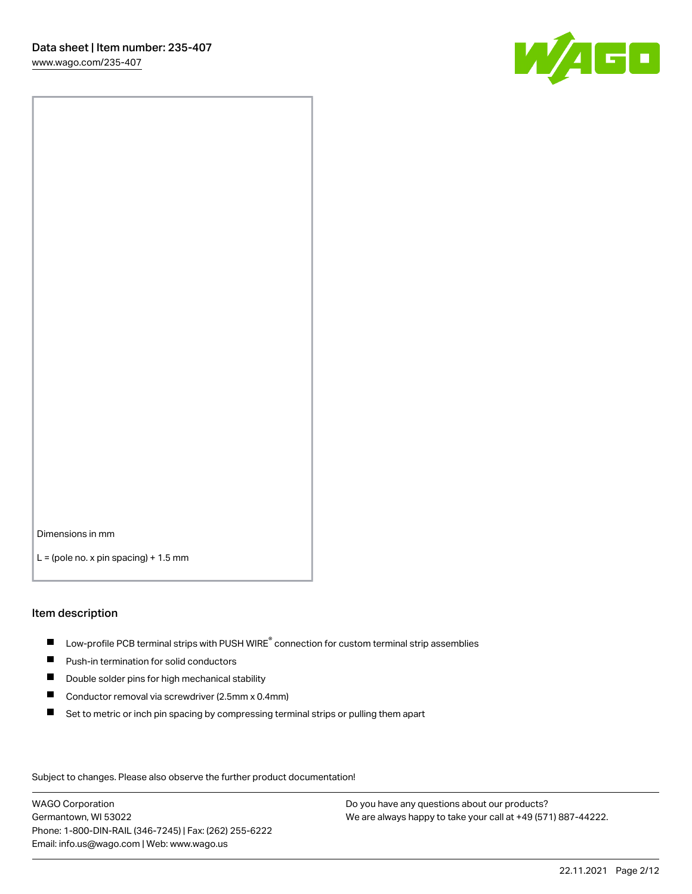Dimensions in mm

L = (pole no. x pin spacing) + 1.5 mm

## Item description

- Low-profile PCB terminal strips with PUSH WIRE® connection for custom terminal strip assemblies
- Push-in termination for solid conductors
- Double solder pins for high mechanical stability
- Conductor removal via screwdriver (2.5mm x 0.4mm)
- Set to metric or inch pin spacing by compressing terminal strips or pulling them apart

Subject to changes. Please also observe the further product documentation!

WAGO Corporation
Germantown, WI 53022
Phone: 1-800-DIN-RAIL (346-7245) | Fax: (262) 255-6222
Email: info.us@wago.com | Web: www.wago.us

Do you have any questions about our products?
We are always happy to take your call at +49 (571) 887-44222.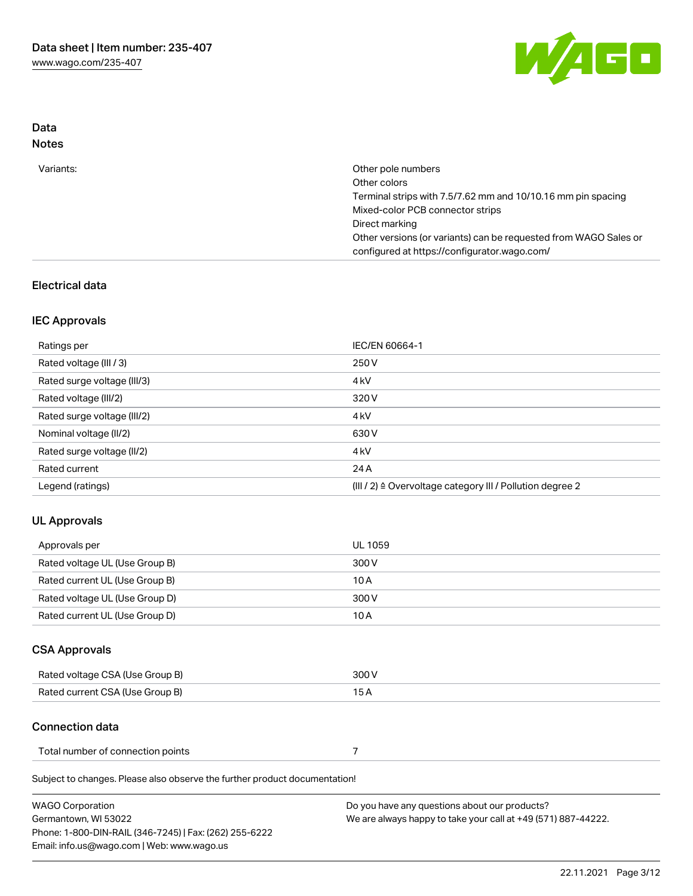## Data

### Notes

| | |
|---|---|
| Variants: | Other pole numbers<br>Other colors<br>Terminal strips with 7.5/7.62 mm and 10/10.16 mm pin spacing<br>Mixed-color PCB connector strips<br>Direct marking<br>Other versions (or variants) can be requested from WAGO Sales or configured at https://configurator.wago.com/ |

## Electrical data

### IEC Approvals

| | |
|---|---|
| Ratings per | IEC/EN 60664-1 |
| Rated voltage (III / 3) | 250 V |
| Rated surge voltage (III/3) | 4 kV |
| Rated voltage (III/2) | 320 V |
| Rated surge voltage (III/2) | 4 kV |
| Nominal voltage (II/2) | 630 V |
| Rated surge voltage (II/2) | 4 kV |
| Rated current | 24 A |
| Legend (ratings) | (III / 2) ≙ Overvoltage category III / Pollution degree 2 |

### UL Approvals

| | |
|---|---|
| Approvals per | UL 1059 |
| Rated voltage UL (Use Group B) | 300 V |
| Rated current UL (Use Group B) | 10 A |
| Rated voltage UL (Use Group D) | 300 V |
| Rated current UL (Use Group D) | 10 A |

### CSA Approvals

| | |
|---|---|
| Rated voltage CSA (Use Group B) | 300 V |
| Rated current CSA (Use Group B) | 15 A |

### Connection data

| | |
|---|---|
| Total number of connection points | 7 |

Subject to changes. Please also observe the further product documentation!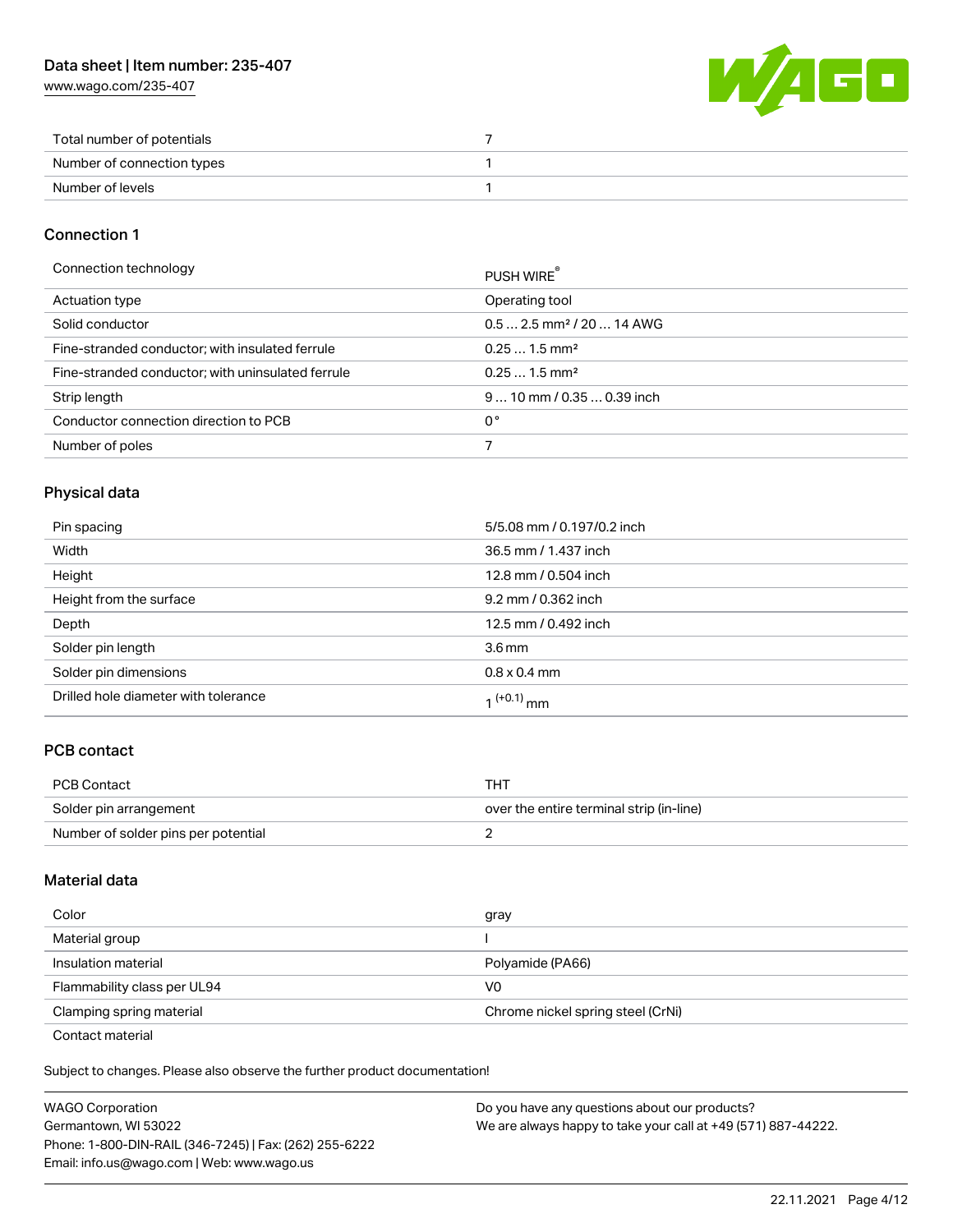| | |
|---|---|
| Total number of potentials | 7 |
| Number of connection types | 1 |
| Number of levels | 1 |

## Connection 1

| | |
|---|---|
| Connection technology | PUSH WIRE® |
| Actuation type | Operating tool |
| Solid conductor | 0.5 … 2.5 mm² / 20 … 14 AWG |
| Fine-stranded conductor; with insulated ferrule | 0.25 … 1.5 mm² |
| Fine-stranded conductor; with uninsulated ferrule | 0.25 … 1.5 mm² |
| Strip length | 9 … 10 mm / 0.35 … 0.39 inch |
| Conductor connection direction to PCB | 0 ° |
| Number of poles | 7 |

## Physical data

| | |
|---|---|
| Pin spacing | 5/5.08 mm / 0.197/0.2 inch |
| Width | 36.5 mm / 1.437 inch |
| Height | 12.8 mm / 0.504 inch |
| Height from the surface | 9.2 mm / 0.362 inch |
| Depth | 12.5 mm / 0.492 inch |
| Solder pin length | 3.6 mm |
| Solder pin dimensions | 0.8 x 0.4 mm |
| Drilled hole diameter with tolerance | $1^{(+0.1)}$ mm |

## PCB contact

| | |
|---|---|
| PCB Contact | THT |
| Solder pin arrangement | over the entire terminal strip (in-line) |
| Number of solder pins per potential | 2 |

## Material data

| | |
|---|---|
| Color | gray |
| Material group | I |
| Insulation material | Polyamide (PA66) |
| Flammability class per UL94 | V0 |
| Clamping spring material | Chrome nickel spring steel (CrNi) |
| Contact material | |

Subject to changes. Please also observe the further product documentation!

WAGO Corporation
Germantown, WI 53022
Phone: 1-800-DIN-RAIL (346-7245) | Fax: (262) 255-6222
Email: info.us@wago.com | Web: www.wago.us

Do you have any questions about our products?
We are always happy to take your call at +49 (571) 887-44222.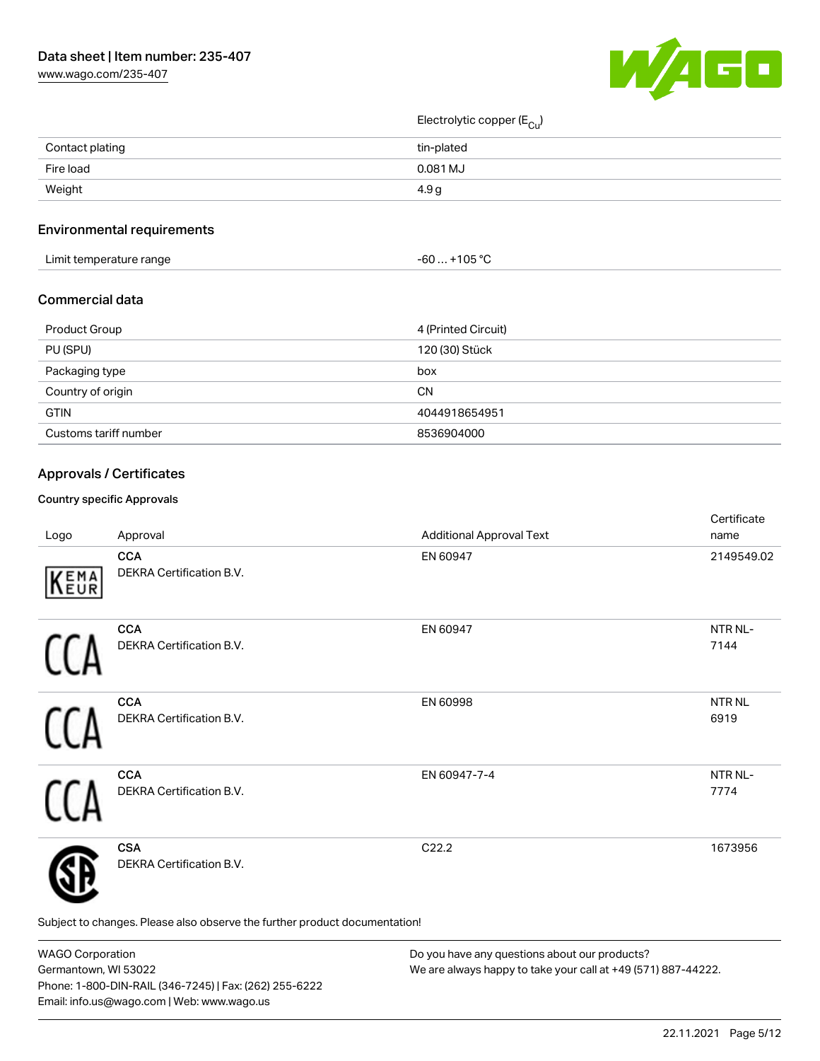| | |
|---|---|
| | Electrolytic copper ($E_{Cu}$) |
| Contact plating | tin-plated |
| Fire load | 0.081 MJ |
| Weight | 4.9 g |

## Environmental requirements

| | |
|---|---|
| Limit temperature range | -60 … +105 °C |

## Commercial data

| | |
|---|---|
| Product Group | 4 (Printed Circuit) |
| PU (SPU) | 120 (30) Stück |
| Packaging type | box |
| Country of origin | CN |
| GTIN | 4044918654951 |
| Customs tariff number | 8536904000 |

## Approvals / Certificates

### Country specific Approvals

| Logo | Approval | Additional Approval Text | Certificate name |
|---|---|---|---|
| | **CCA** DEKRA Certification B.V. | EN 60947 | 2149549.02 |
| | **CCA** DEKRA Certification B.V. | EN 60947 | NTR NL-7144 |
| | **CCA** DEKRA Certification B.V. | EN 60998 | NTR NL 6919 |
| | **CCA** DEKRA Certification B.V. | EN 60947-7-4 | NTR NL-7774 |
| | **CSA** DEKRA Certification B.V. | C22.2 | 1673956 |

Subject to changes. Please also observe the further product documentation!

WAGO Corporation
Germantown, WI 53022
Phone: 1-800-DIN-RAIL (346-7245) | Fax: (262) 255-6222
Email: info.us@wago.com | Web: www.wago.us

Do you have any questions about our products?
We are always happy to take your call at +49 (571) 887-44222.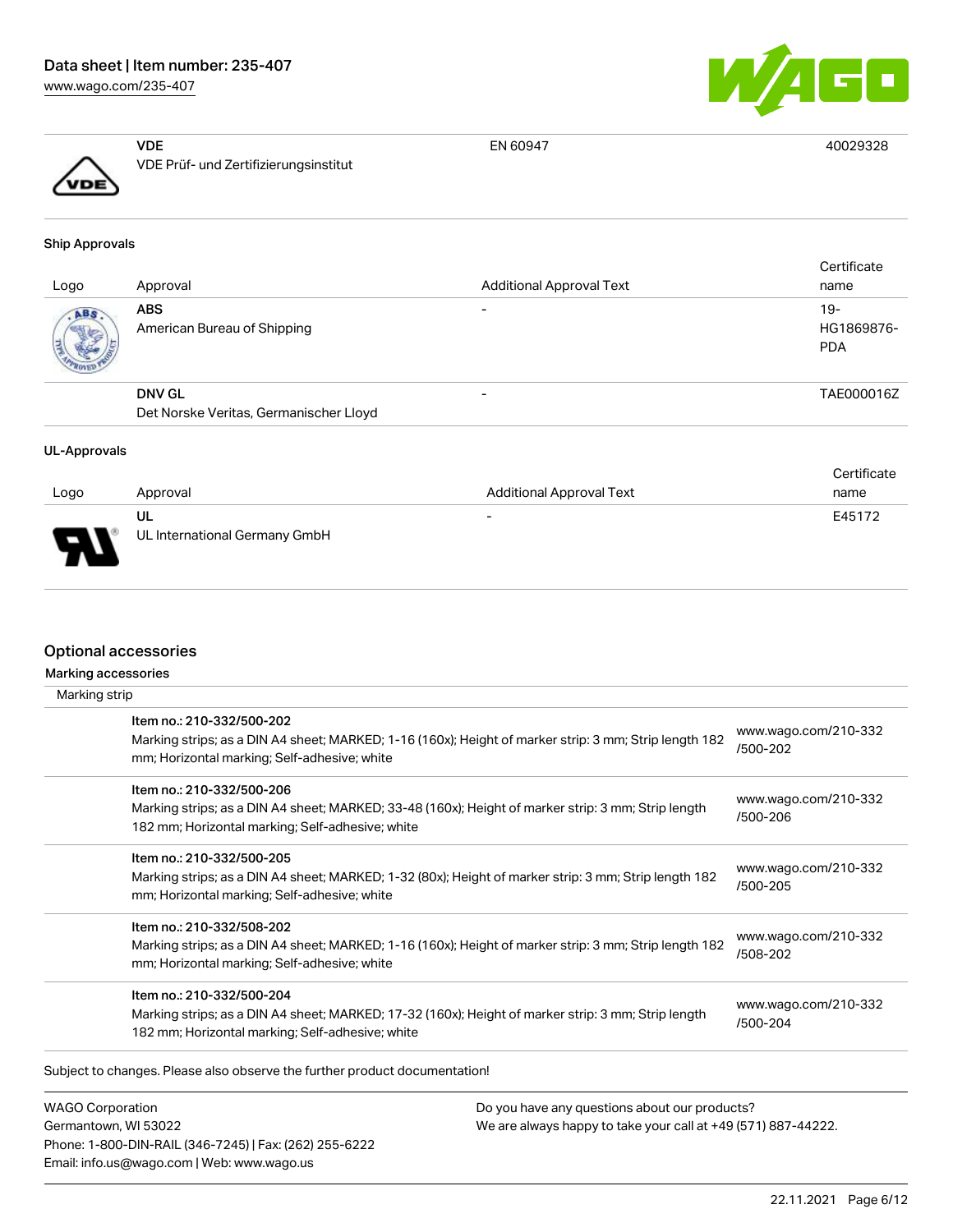| | | | |
|---|---|---|---|
| | **VDE**<br>VDE Prüf- und Zertifizierungsinstitut | EN 60947 | 40029328 |

### Ship Approvals

| Logo | Approval | Additional Approval Text | Certificate name |
|---|---|---|---|
| | **ABS**<br>American Bureau of Shipping | - | 19-HG1869876-PDA |
| | **DNV GL**<br>Det Norske Veritas, Germanischer Lloyd | - | TAE000016Z |

### UL-Approvals

| Logo | Approval | Additional Approval Text | Certificate name |
|---|---|---|---|
| | **UL**<br>UL International Germany GmbH | - | E45172 |

## Optional accessories

### Marking accessories

Marking strip

| | |
|---|---|
| **Item no.: 210-332/500-202**<br>Marking strips; as a DIN A4 sheet; MARKED; 1-16 (160x); Height of marker strip: 3 mm; Strip length 182 mm; Horizontal marking; Self-adhesive; white | www.wago.com/210-332/500-202 |
| **Item no.: 210-332/500-206**<br>Marking strips; as a DIN A4 sheet; MARKED; 33-48 (160x); Height of marker strip: 3 mm; Strip length 182 mm; Horizontal marking; Self-adhesive; white | www.wago.com/210-332/500-206 |
| **Item no.: 210-332/500-205**<br>Marking strips; as a DIN A4 sheet; MARKED; 1-32 (80x); Height of marker strip: 3 mm; Strip length 182 mm; Horizontal marking; Self-adhesive; white | www.wago.com/210-332/500-205 |
| **Item no.: 210-332/508-202**<br>Marking strips; as a DIN A4 sheet; MARKED; 1-16 (160x); Height of marker strip: 3 mm; Strip length 182 mm; Horizontal marking; Self-adhesive; white | www.wago.com/210-332/508-202 |
| **Item no.: 210-332/500-204**<br>Marking strips; as a DIN A4 sheet; MARKED; 17-32 (160x); Height of marker strip: 3 mm; Strip length 182 mm; Horizontal marking; Self-adhesive; white | www.wago.com/210-332/500-204 |

Subject to changes. Please also observe the further product documentation!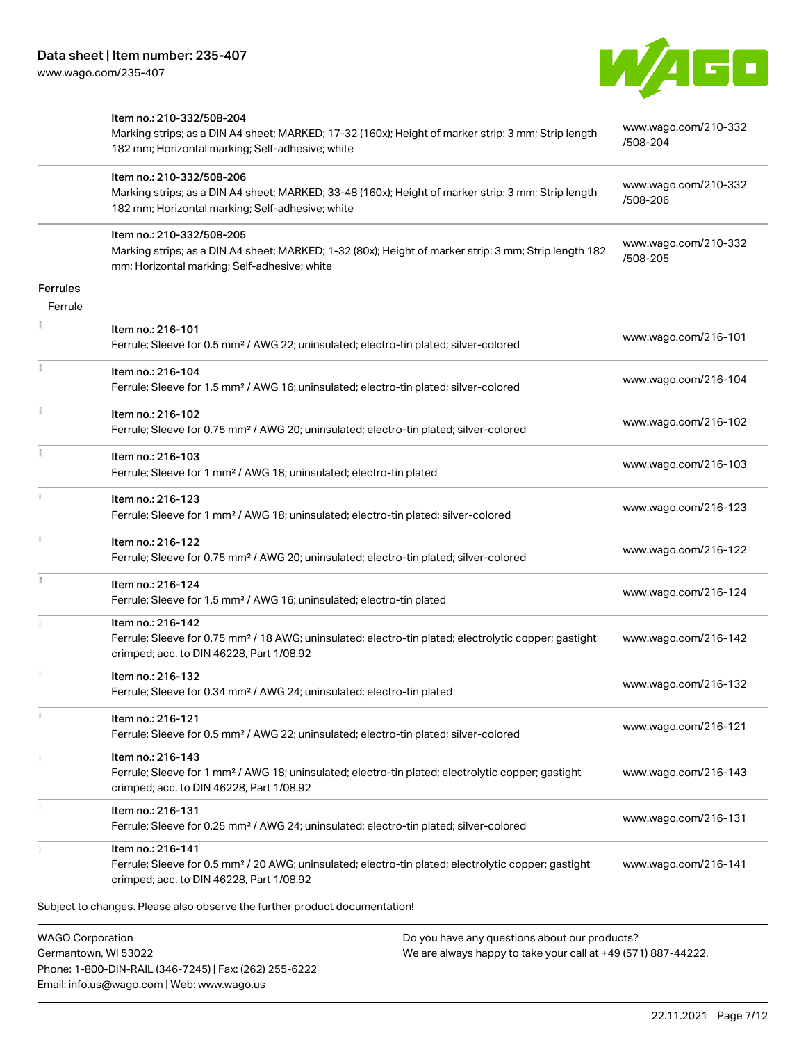| | | |
|---|---|---|
| | Item no.: 210-332/508-204<br>Marking strips; as a DIN A4 sheet; MARKED; 17-32 (160x); Height of marker strip: 3 mm; Strip length 182 mm; Horizontal marking; Self-adhesive; white | www.wago.com/210-332/508-204 |
| | Item no.: 210-332/508-206<br>Marking strips; as a DIN A4 sheet; MARKED; 33-48 (160x); Height of marker strip: 3 mm; Strip length 182 mm; Horizontal marking; Self-adhesive; white | www.wago.com/210-332/508-206 |
| | Item no.: 210-332/508-205<br>Marking strips; as a DIN A4 sheet; MARKED; 1-32 (80x); Height of marker strip: 3 mm; Strip length 182 mm; Horizontal marking; Self-adhesive; white | www.wago.com/210-332/508-205 |

**Ferrules**

Ferrule

| | | |
|---|---|---|
| | Item no.: 216-101<br>Ferrule; Sleeve for 0.5 mm² / AWG 22; uninsulated; electro-tin plated; silver-colored | www.wago.com/216-101 |
| | Item no.: 216-104<br>Ferrule; Sleeve for 1.5 mm² / AWG 16; uninsulated; electro-tin plated; silver-colored | www.wago.com/216-104 |
| | Item no.: 216-102<br>Ferrule; Sleeve for 0.75 mm² / AWG 20; uninsulated; electro-tin plated; silver-colored | www.wago.com/216-102 |
| | Item no.: 216-103<br>Ferrule; Sleeve for 1 mm² / AWG 18; uninsulated; electro-tin plated | www.wago.com/216-103 |
| | Item no.: 216-123<br>Ferrule; Sleeve for 1 mm² / AWG 18; uninsulated; electro-tin plated; silver-colored | www.wago.com/216-123 |
| | Item no.: 216-122<br>Ferrule; Sleeve for 0.75 mm² / AWG 20; uninsulated; electro-tin plated; silver-colored | www.wago.com/216-122 |
| | Item no.: 216-124<br>Ferrule; Sleeve for 1.5 mm² / AWG 16; uninsulated; electro-tin plated | www.wago.com/216-124 |
| | Item no.: 216-142<br>Ferrule; Sleeve for 0.75 mm² / 18 AWG; uninsulated; electro-tin plated; electrolytic copper; gastight crimped; acc. to DIN 46228, Part 1/08.92 | www.wago.com/216-142 |
| | Item no.: 216-132<br>Ferrule; Sleeve for 0.34 mm² / AWG 24; uninsulated; electro-tin plated | www.wago.com/216-132 |
| | Item no.: 216-121<br>Ferrule; Sleeve for 0.5 mm² / AWG 22; uninsulated; electro-tin plated; silver-colored | www.wago.com/216-121 |
| | Item no.: 216-143<br>Ferrule; Sleeve for 1 mm² / AWG 18; uninsulated; electro-tin plated; electrolytic copper; gastight crimped; acc. to DIN 46228, Part 1/08.92 | www.wago.com/216-143 |
| | Item no.: 216-131<br>Ferrule; Sleeve for 0.25 mm² / AWG 24; uninsulated; electro-tin plated; silver-colored | www.wago.com/216-131 |
| | Item no.: 216-141<br>Ferrule; Sleeve for 0.5 mm² / 20 AWG; uninsulated; electro-tin plated; electrolytic copper; gastight crimped; acc. to DIN 46228, Part 1/08.92 | www.wago.com/216-141 |

Subject to changes. Please also observe the further product documentation!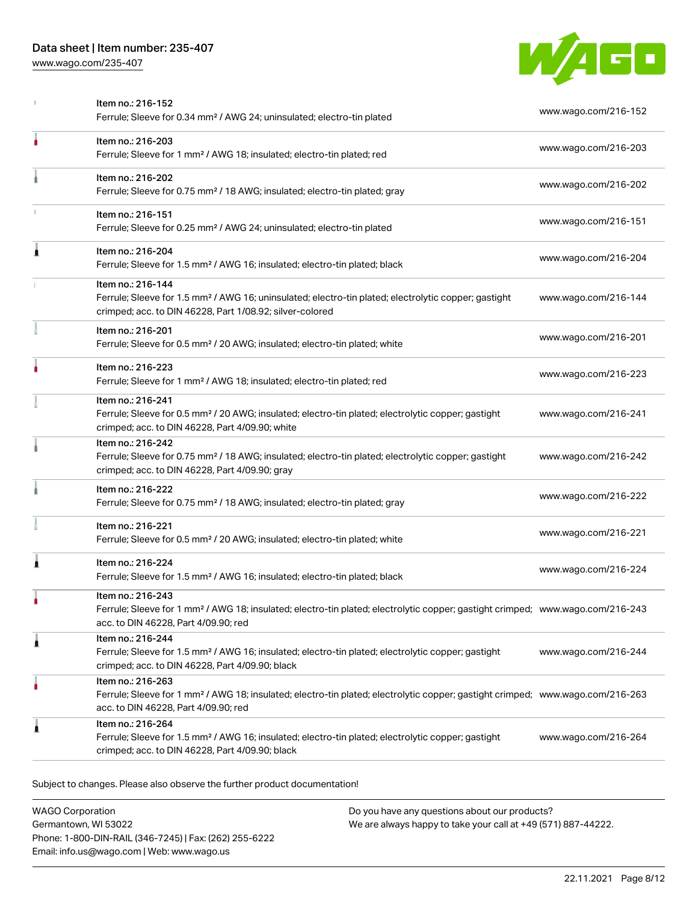| Item | Link |
| --- | --- |
| Item no.: 216-152<br>Ferrule; Sleeve for 0.34 mm² / AWG 24; uninsulated; electro-tin plated | www.wago.com/216-152 |
| Item no.: 216-203<br>Ferrule; Sleeve for 1 mm² / AWG 18; insulated; electro-tin plated; red | www.wago.com/216-203 |
| Item no.: 216-202<br>Ferrule; Sleeve for 0.75 mm² / 18 AWG; insulated; electro-tin plated; gray | www.wago.com/216-202 |
| Item no.: 216-151<br>Ferrule; Sleeve for 0.25 mm² / AWG 24; uninsulated; electro-tin plated | www.wago.com/216-151 |
| Item no.: 216-204<br>Ferrule; Sleeve for 1.5 mm² / AWG 16; insulated; electro-tin plated; black | www.wago.com/216-204 |
| Item no.: 216-144<br>Ferrule; Sleeve for 1.5 mm² / AWG 16; uninsulated; electro-tin plated; electrolytic copper; gastight crimped; acc. to DIN 46228, Part 1/08.92; silver-colored | www.wago.com/216-144 |
| Item no.: 216-201<br>Ferrule; Sleeve for 0.5 mm² / 20 AWG; insulated; electro-tin plated; white | www.wago.com/216-201 |
| Item no.: 216-223<br>Ferrule; Sleeve for 1 mm² / AWG 18; insulated; electro-tin plated; red | www.wago.com/216-223 |
| Item no.: 216-241<br>Ferrule; Sleeve for 0.5 mm² / 20 AWG; insulated; electro-tin plated; electrolytic copper; gastight crimped; acc. to DIN 46228, Part 4/09.90; white | www.wago.com/216-241 |
| Item no.: 216-242<br>Ferrule; Sleeve for 0.75 mm² / 18 AWG; insulated; electro-tin plated; electrolytic copper; gastight crimped; acc. to DIN 46228, Part 4/09.90; gray | www.wago.com/216-242 |
| Item no.: 216-222<br>Ferrule; Sleeve for 0.75 mm² / 18 AWG; insulated; electro-tin plated; gray | www.wago.com/216-222 |
| Item no.: 216-221<br>Ferrule; Sleeve for 0.5 mm² / 20 AWG; insulated; electro-tin plated; white | www.wago.com/216-221 |
| Item no.: 216-224<br>Ferrule; Sleeve for 1.5 mm² / AWG 16; insulated; electro-tin plated; black | www.wago.com/216-224 |
| Item no.: 216-243<br>Ferrule; Sleeve for 1 mm² / AWG 18; insulated; electro-tin plated; electrolytic copper; gastight crimped; acc. to DIN 46228, Part 4/09.90; red | www.wago.com/216-243 |
| Item no.: 216-244<br>Ferrule; Sleeve for 1.5 mm² / AWG 16; insulated; electro-tin plated; electrolytic copper; gastight crimped; acc. to DIN 46228, Part 4/09.90; black | www.wago.com/216-244 |
| Item no.: 216-263<br>Ferrule; Sleeve for 1 mm² / AWG 18; insulated; electro-tin plated; electrolytic copper; gastight crimped; acc. to DIN 46228, Part 4/09.90; red | www.wago.com/216-263 |
| Item no.: 216-264<br>Ferrule; Sleeve for 1.5 mm² / AWG 16; insulated; electro-tin plated; electrolytic copper; gastight crimped; acc. to DIN 46228, Part 4/09.90; black | www.wago.com/216-264 |

Subject to changes. Please also observe the further product documentation!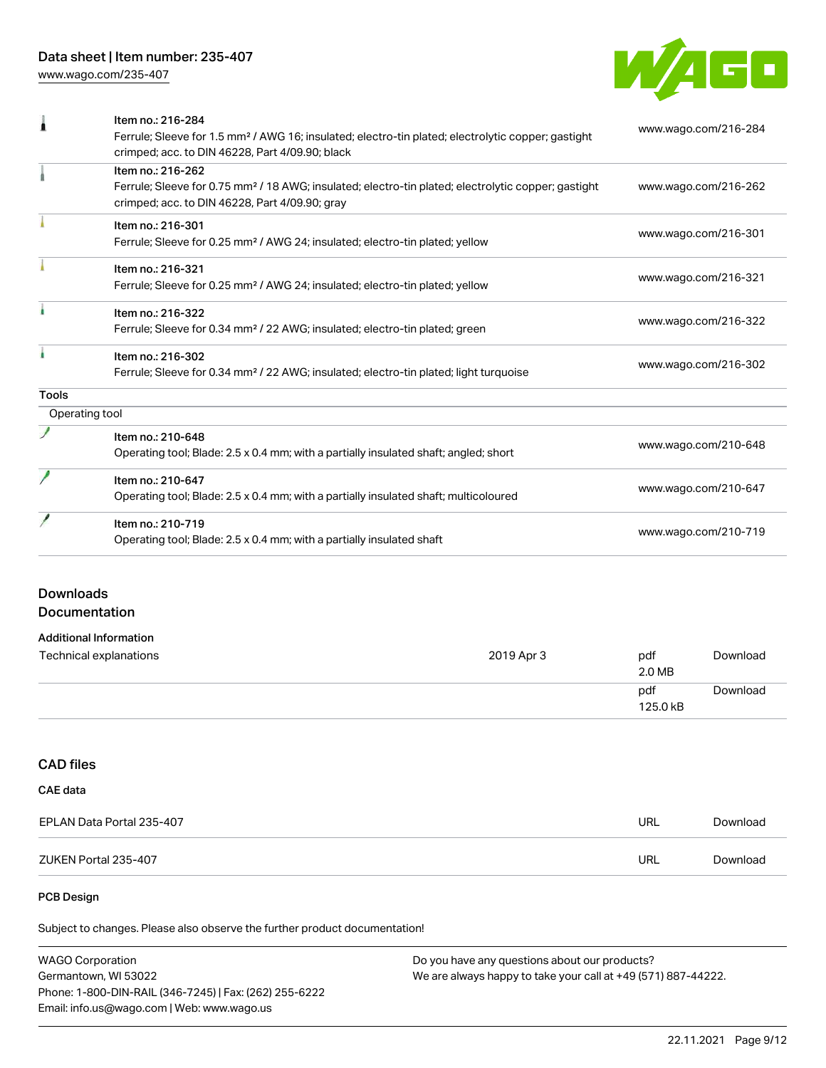| Item | Description | Link |
| --- | --- | --- |
| | Item no.: 216-284<br>Ferrule; Sleeve for 1.5 mm² / AWG 16; insulated; electro-tin plated; electrolytic copper; gastight crimped; acc. to DIN 46228, Part 4/09.90; black | www.wago.com/216-284 |
| | Item no.: 216-262<br>Ferrule; Sleeve for 0.75 mm² / 18 AWG; insulated; electro-tin plated; electrolytic copper; gastight crimped; acc. to DIN 46228, Part 4/09.90; gray | www.wago.com/216-262 |
| | Item no.: 216-301<br>Ferrule; Sleeve for 0.25 mm² / AWG 24; insulated; electro-tin plated; yellow | www.wago.com/216-301 |
| | Item no.: 216-321<br>Ferrule; Sleeve for 0.25 mm² / AWG 24; insulated; electro-tin plated; yellow | www.wago.com/216-321 |
| | Item no.: 216-322<br>Ferrule; Sleeve for 0.34 mm² / 22 AWG; insulated; electro-tin plated; green | www.wago.com/216-322 |
| | Item no.: 216-302<br>Ferrule; Sleeve for 0.34 mm² / 22 AWG; insulated; electro-tin plated; light turquoise | www.wago.com/216-302 |

**Tools**

Operating tool

| Item | Description | Link |
| --- | --- | --- |
| | Item no.: 210-648<br>Operating tool; Blade: 2.5 x 0.4 mm; with a partially insulated shaft; angled; short | www.wago.com/210-648 |
| | Item no.: 210-647<br>Operating tool; Blade: 2.5 x 0.4 mm; with a partially insulated shaft; multicoloured | www.wago.com/210-647 |
| | Item no.: 210-719<br>Operating tool; Blade: 2.5 x 0.4 mm; with a partially insulated shaft | www.wago.com/210-719 |

## Downloads

## Documentation

### Additional Information

| Document | Date | Format | |
| --- | --- | --- | --- |
| Technical explanations | 2019 Apr 3 | pdf<br>2.0 MB | Download |
| | | pdf<br>125.0 kB | Download |

## CAD files

### CAE data

| File | Format | |
| --- | --- | --- |
| EPLAN Data Portal 235-407 | URL | Download |
| ZUKEN Portal 235-407 | URL | Download |

### PCB Design

Subject to changes. Please also observe the further product documentation!

WAGO Corporation
Germantown, WI 53022
Phone: 1-800-DIN-RAIL (346-7245) | Fax: (262) 255-6222
Email: info.us@wago.com | Web: www.wago.us

Do you have any questions about our products?
We are always happy to take your call at +49 (571) 887-44222.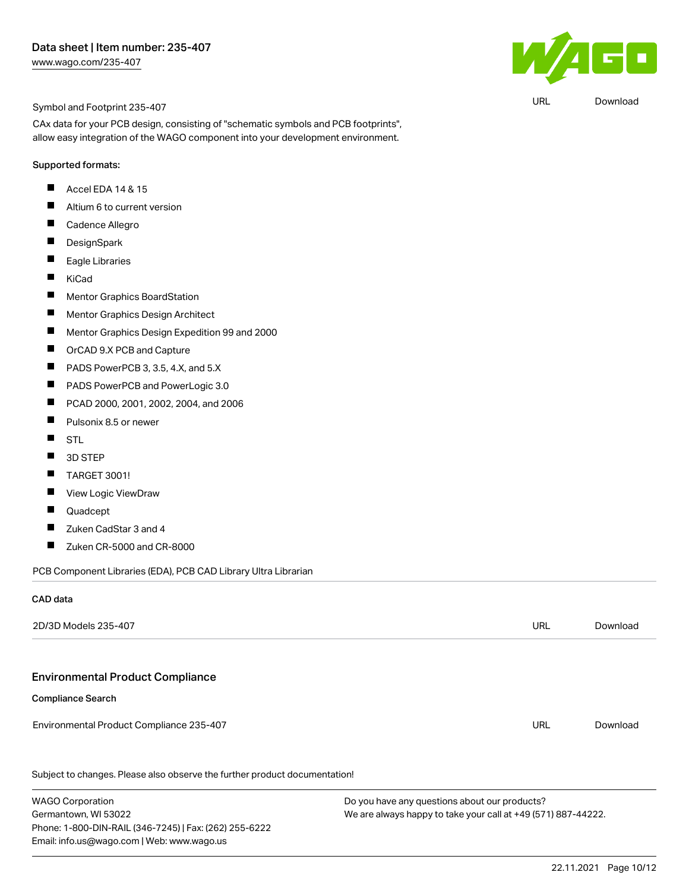Symbol and Footprint 235-407 URL Download

CAx data for your PCB design, consisting of "schematic symbols and PCB footprints", allow easy integration of the WAGO component into your development environment.

Supported formats:

- Accel EDA 14 & 15
- Altium 6 to current version
- Cadence Allegro
- DesignSpark
- Eagle Libraries
- KiCad
- Mentor Graphics BoardStation
- Mentor Graphics Design Architect
- Mentor Graphics Design Expedition 99 and 2000
- OrCAD 9.X PCB and Capture
- PADS PowerPCB 3, 3.5, 4.X, and 5.X
- PADS PowerPCB and PowerLogic 3.0
- PCAD 2000, 2001, 2002, 2004, and 2006
- Pulsonix 8.5 or newer
- STL
- 3D STEP
- TARGET 3001!
- View Logic ViewDraw
- Quadcept
- Zuken CadStar 3 and 4
- Zuken CR-5000 and CR-8000

PCB Component Libraries (EDA), PCB CAD Library Ultra Librarian

**CAD data**

| | | |
|---|---|---|
| 2D/3D Models 235-407 | URL | Download |

## Environmental Product Compliance

**Compliance Search**

| | | |
|---|---|---|
| Environmental Product Compliance 235-407 | URL | Download |

Subject to changes. Please also observe the further product documentation!

WAGO Corporation
Germantown, WI 53022
Phone: 1-800-DIN-RAIL (346-7245) | Fax: (262) 255-6222
Email: info.us@wago.com | Web: www.wago.us

Do you have any questions about our products?
We are always happy to take your call at +49 (571) 887-44222.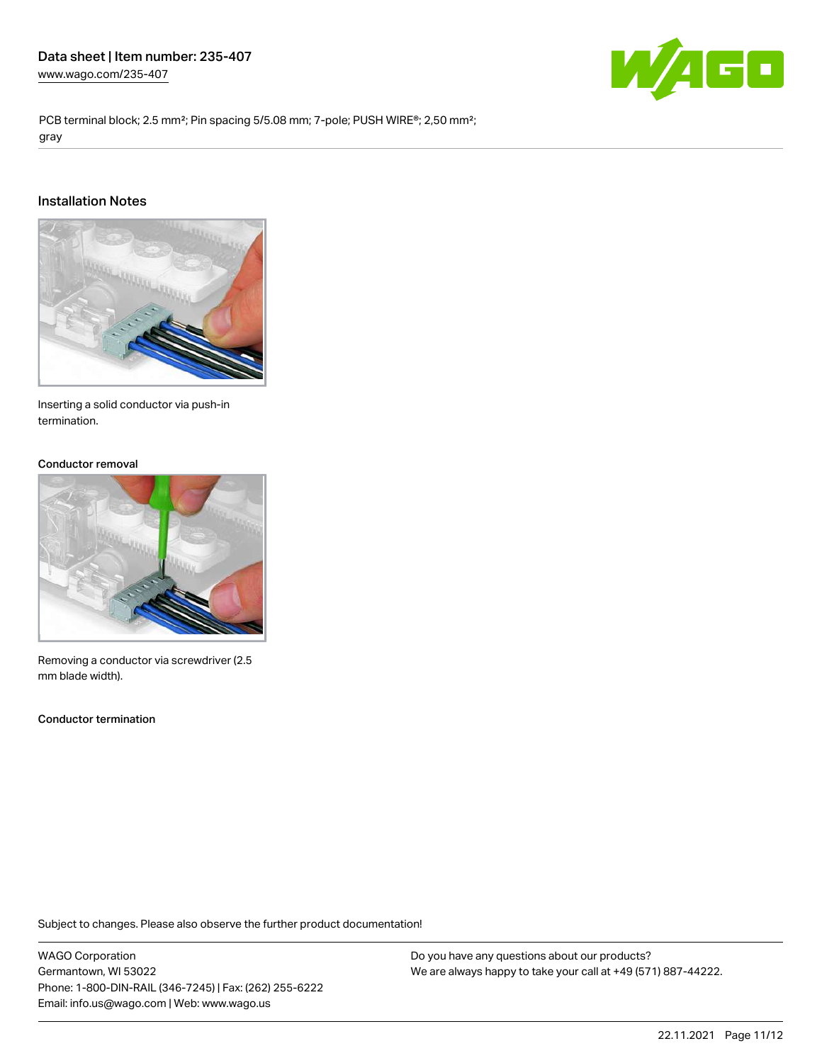PCB terminal block; 2.5 mm²; Pin spacing 5/5.08 mm; 7-pole; PUSH WIRE®; 2,50 mm²; gray

## Installation Notes

Inserting a solid conductor via push-in termination.

**Conductor removal**

Removing a conductor via screwdriver (2.5 mm blade width).

**Conductor termination**

Subject to changes. Please also observe the further product documentation!

WAGO Corporation
Germantown, WI 53022
Phone: 1-800-DIN-RAIL (346-7245) | Fax: (262) 255-6222
Email: info.us@wago.com | Web: www.wago.us

Do you have any questions about our products?
We are always happy to take your call at +49 (571) 887-44222.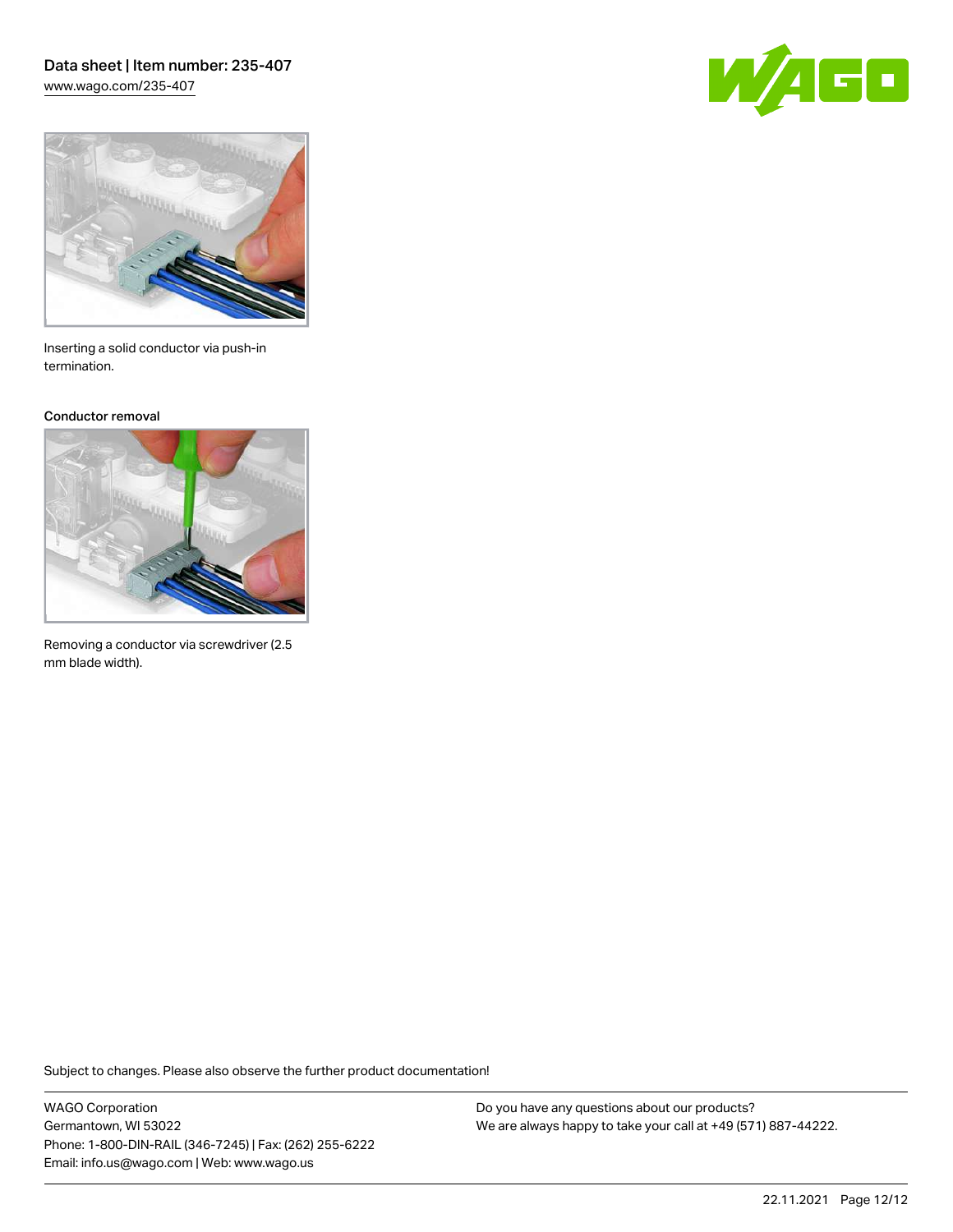Inserting a solid conductor via push-in termination.

Conductor removal

Removing a conductor via screwdriver (2.5 mm blade width).

Subject to changes. Please also observe the further product documentation!

WAGO Corporation
Germantown, WI 53022
Phone: 1-800-DIN-RAIL (346-7245) | Fax: (262) 255-6222
Email: info.us@wago.com | Web: www.wago.us

Do you have any questions about our products?
We are always happy to take your call at +49 (571) 887-44222.